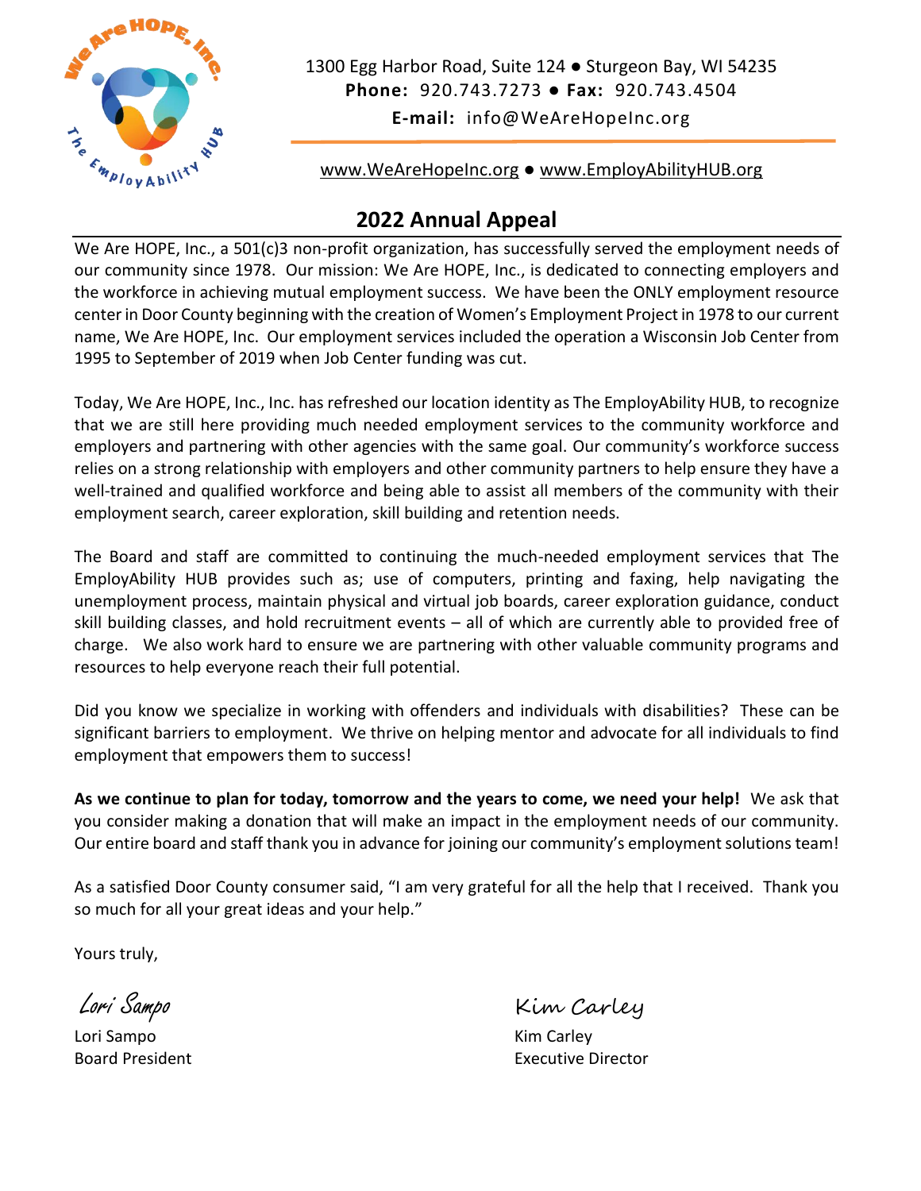1300 Egg Harbor Road, Suite 124 ● Sturgeon Bay, WI 54235
**Phone:** 920.743.7273 ● **Fax:** 920.743.4504
**E-mail:** info@WeAreHopeInc.org

www.WeAreHopeInc.org ● www.EmployAbilityHUB.org

## 2022 Annual Appeal

We Are HOPE, Inc., a 501(c)3 non-profit organization, has successfully served the employment needs of our community since 1978. Our mission: We Are HOPE, Inc., is dedicated to connecting employers and the workforce in achieving mutual employment success. We have been the ONLY employment resource center in Door County beginning with the creation of Women's Employment Project in 1978 to our current name, We Are HOPE, Inc. Our employment services included the operation a Wisconsin Job Center from 1995 to September of 2019 when Job Center funding was cut.

Today, We Are HOPE, Inc., Inc. has refreshed our location identity as The EmployAbility HUB, to recognize that we are still here providing much needed employment services to the community workforce and employers and partnering with other agencies with the same goal. Our community's workforce success relies on a strong relationship with employers and other community partners to help ensure they have a well-trained and qualified workforce and being able to assist all members of the community with their employment search, career exploration, skill building and retention needs.

The Board and staff are committed to continuing the much-needed employment services that The EmployAbility HUB provides such as; use of computers, printing and faxing, help navigating the unemployment process, maintain physical and virtual job boards, career exploration guidance, conduct skill building classes, and hold recruitment events – all of which are currently able to provided free of charge. We also work hard to ensure we are partnering with other valuable community programs and resources to help everyone reach their full potential.

Did you know we specialize in working with offenders and individuals with disabilities? These can be significant barriers to employment. We thrive on helping mentor and advocate for all individuals to find employment that empowers them to success!

**As we continue to plan for today, tomorrow and the years to come, we need your help!** We ask that you consider making a donation that will make an impact in the employment needs of our community. Our entire board and staff thank you in advance for joining our community's employment solutions team!

As a satisfied Door County consumer said, "I am very grateful for all the help that I received. Thank you so much for all your great ideas and your help."

Yours truly,

*Lori Sampo*
Lori Sampo
Board President

*Kim Carley*
Kim Carley
Executive Director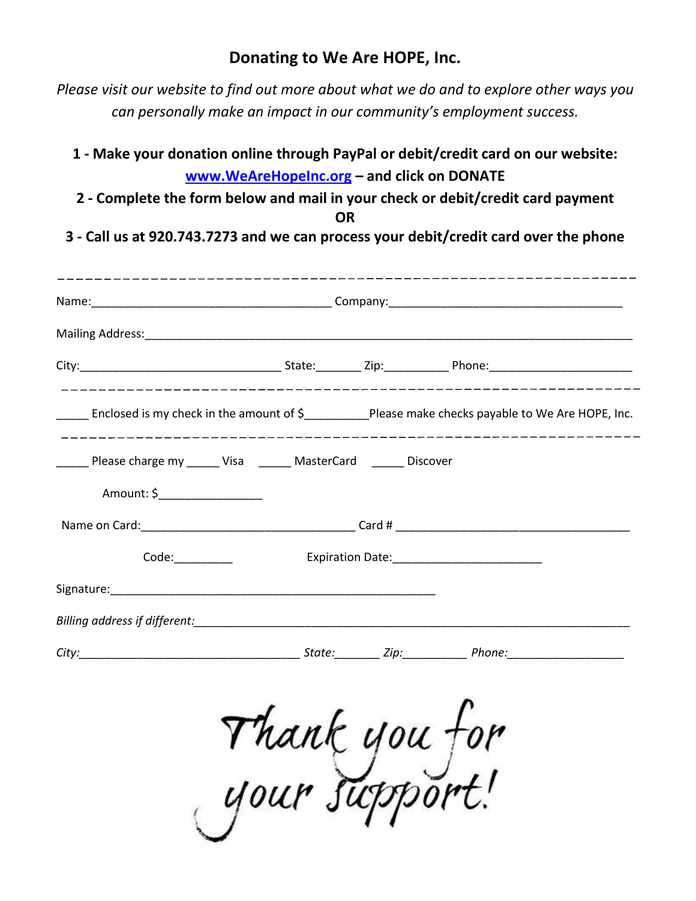## Donating to We Are HOPE, Inc.

*Please visit our website to find out more about what we do and to explore other ways you can personally make an impact in our community's employment success.*

**1 - Make your donation online through PayPal or debit/credit card on our website: www.WeAreHopeInc.org – and click on DONATE**

**2 - Complete the form below and mail in your check or debit/credit card payment**

**OR**

**3 - Call us at 920.743.7273 and we can process your debit/credit card over the phone**

- - - - - - - - - - - - - - - - - - - - - - - - - - - - - - - - - - - - - - - - - - - - - - - - - - - - - - - -

Name:____________________________________ Company:___________________________________

Mailing Address:__________________________________________________________________________

City:______________________________ State:_______ Zip:__________ Phone:_____________________

- - - - - - - - - - - - - - - - - - - - - - - - - - - - - - - - - - - - - - - - - - - - - - - - - - - - - - - -

_____ Enclosed is my check in the amount of $_________Please make checks payable to We Are HOPE, Inc.

- - - - - - - - - - - - - - - - - - - - - - - - - - - - - - - - - - - - - - - - - - - - - - - - - - - - - - - -

_____ Please charge my _____ Visa _____ MasterCard _____ Discover

Amount: $________________

Name on Card:________________________________ Card # ___________________________________

Code:_________ Expiration Date:_______________________

Signature:_________________________________________________

*Billing address if different:*_____________________________________________________________________

*City:*_________________________________ *State:*_______ *Zip:*__________ *Phone:*__________________

Thank you for your support!